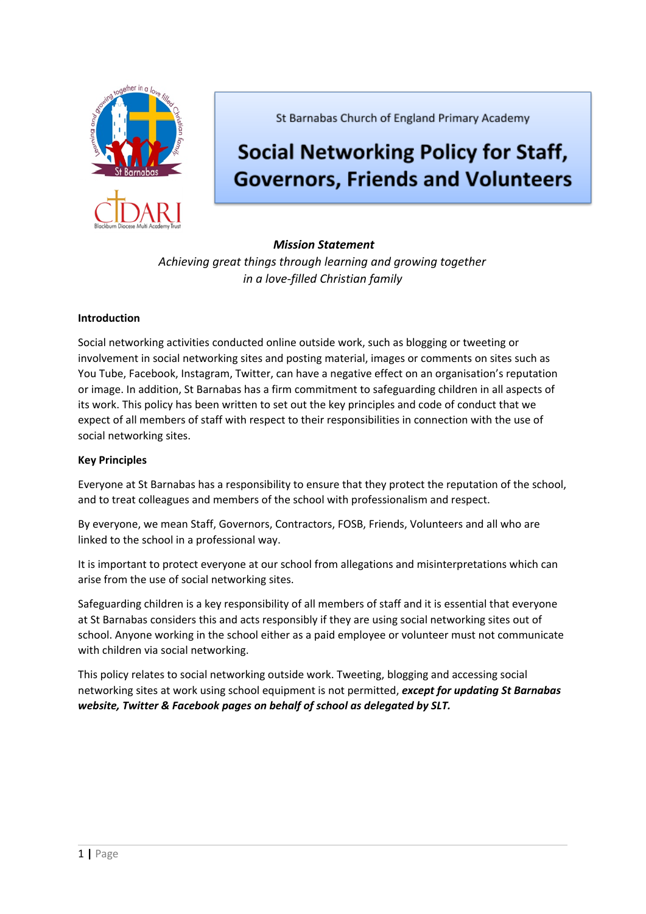St Barnabas Church of England Primary Academy

# Social Networking Policy for Staff, Governors, Friends and Volunteers

***Mission Statement***

*Achieving great things through learning and growing together in a love-filled Christian family*

**Introduction**

Social networking activities conducted online outside work, such as blogging or tweeting or involvement in social networking sites and posting material, images or comments on sites such as You Tube, Facebook, Instagram, Twitter, can have a negative effect on an organisation's reputation or image. In addition, St Barnabas has a firm commitment to safeguarding children in all aspects of its work. This policy has been written to set out the key principles and code of conduct that we expect of all members of staff with respect to their responsibilities in connection with the use of social networking sites.

**Key Principles**

Everyone at St Barnabas has a responsibility to ensure that they protect the reputation of the school, and to treat colleagues and members of the school with professionalism and respect.

By everyone, we mean Staff, Governors, Contractors, FOSB, Friends, Volunteers and all who are linked to the school in a professional way.

It is important to protect everyone at our school from allegations and misinterpretations which can arise from the use of social networking sites.

Safeguarding children is a key responsibility of all members of staff and it is essential that everyone at St Barnabas considers this and acts responsibly if they are using social networking sites out of school. Anyone working in the school either as a paid employee or volunteer must not communicate with children via social networking.

This policy relates to social networking outside work. Tweeting, blogging and accessing social networking sites at work using school equipment is not permitted, ***except for updating St Barnabas website, Twitter & Facebook pages on behalf of school as delegated by SLT.***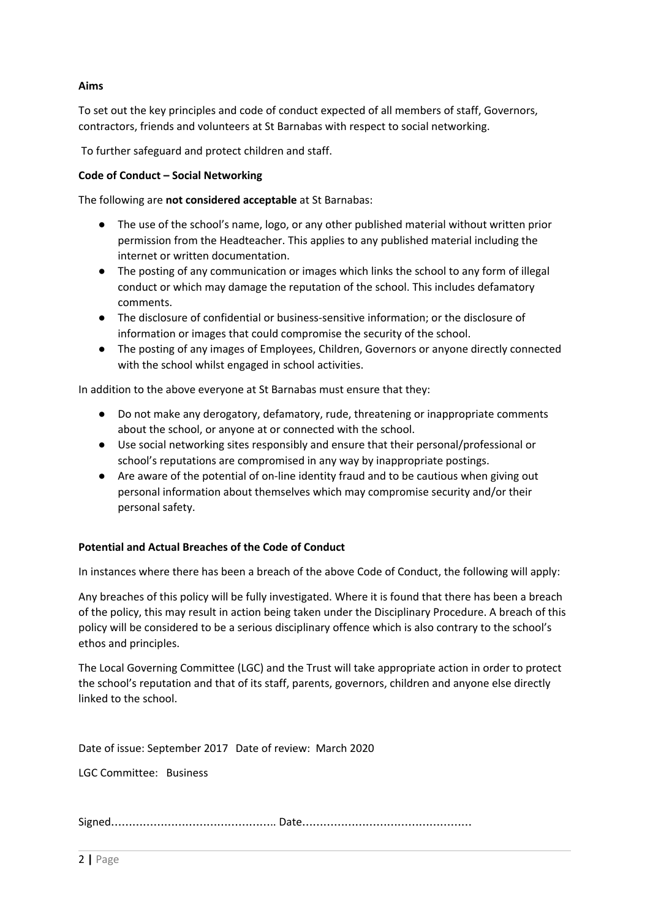**Aims**

To set out the key principles and code of conduct expected of all members of staff, Governors, contractors, friends and volunteers at St Barnabas with respect to social networking.

To further safeguard and protect children and staff.

**Code of Conduct – Social Networking**

The following are **not considered acceptable** at St Barnabas:

- The use of the school's name, logo, or any other published material without written prior permission from the Headteacher. This applies to any published material including the internet or written documentation.
- The posting of any communication or images which links the school to any form of illegal conduct or which may damage the reputation of the school. This includes defamatory comments.
- The disclosure of confidential or business-sensitive information; or the disclosure of information or images that could compromise the security of the school.
- The posting of any images of Employees, Children, Governors or anyone directly connected with the school whilst engaged in school activities.

In addition to the above everyone at St Barnabas must ensure that they:

- Do not make any derogatory, defamatory, rude, threatening or inappropriate comments about the school, or anyone at or connected with the school.
- Use social networking sites responsibly and ensure that their personal/professional or school's reputations are compromised in any way by inappropriate postings.
- Are aware of the potential of on-line identity fraud and to be cautious when giving out personal information about themselves which may compromise security and/or their personal safety.

**Potential and Actual Breaches of the Code of Conduct**

In instances where there has been a breach of the above Code of Conduct, the following will apply:

Any breaches of this policy will be fully investigated. Where it is found that there has been a breach of the policy, this may result in action being taken under the Disciplinary Procedure. A breach of this policy will be considered to be a serious disciplinary offence which is also contrary to the school's ethos and principles.

The Local Governing Committee (LGC) and the Trust will take appropriate action in order to protect the school's reputation and that of its staff, parents, governors, children and anyone else directly linked to the school.

Date of issue: September 2017 Date of review: March 2020

LGC Committee: Business

Signed………………………………………. Date…………………………………………